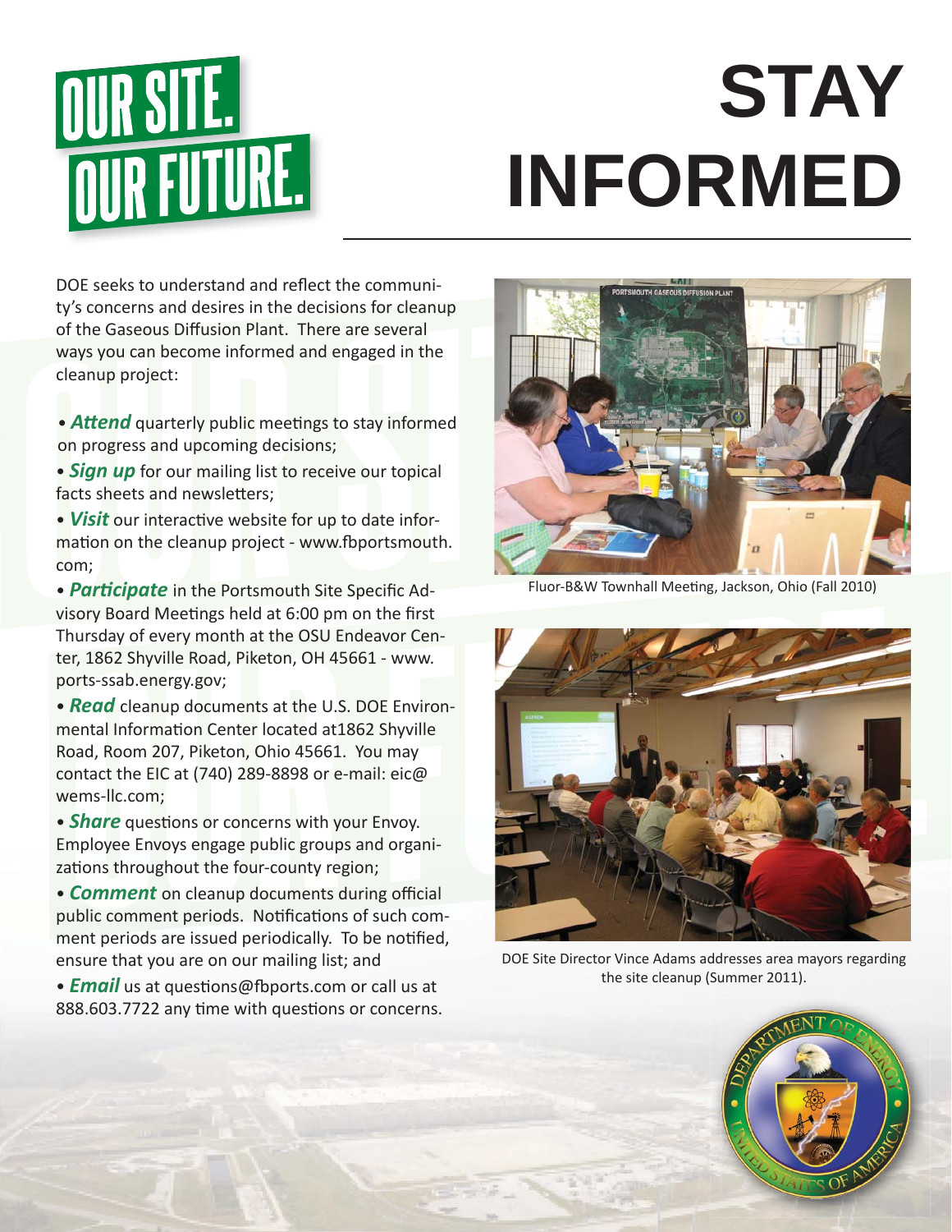# OUR SITE. OUR FUTURE.

# STAY INFORMED

DOE seeks to understand and reflect the community's concerns and desires in the decisions for cleanup of the Gaseous Diffusion Plant. There are several ways you can become informed and engaged in the cleanup project:

- ***Attend*** quarterly public meetings to stay informed on progress and upcoming decisions;
- ***Sign up*** for our mailing list to receive our topical facts sheets and newsletters;
- ***Visit*** our interactive website for up to date information on the cleanup project - www.fbportsmouth.com;
- ***Participate*** in the Portsmouth Site Specific Advisory Board Meetings held at 6:00 pm on the first Thursday of every month at the OSU Endeavor Center, 1862 Shyville Road, Piketon, OH 45661 - www.ports-ssab.energy.gov;
- ***Read*** cleanup documents at the U.S. DOE Environmental Information Center located at1862 Shyville Road, Room 207, Piketon, Ohio 45661. You may contact the EIC at (740) 289-8898 or e-mail: eic@wems-llc.com;
- ***Share*** questions or concerns with your Envoy. Employee Envoys engage public groups and organizations throughout the four-county region;
- ***Comment*** on cleanup documents during official public comment periods. Notifications of such comment periods are issued periodically. To be notified, ensure that you are on our mailing list; and
- ***Email*** us at questions@fbports.com or call us at 888.603.7722 any time with questions or concerns.

Fluor-B&W Townhall Meeting, Jackson, Ohio (Fall 2010)

DOE Site Director Vince Adams addresses area mayors regarding the site cleanup (Summer 2011).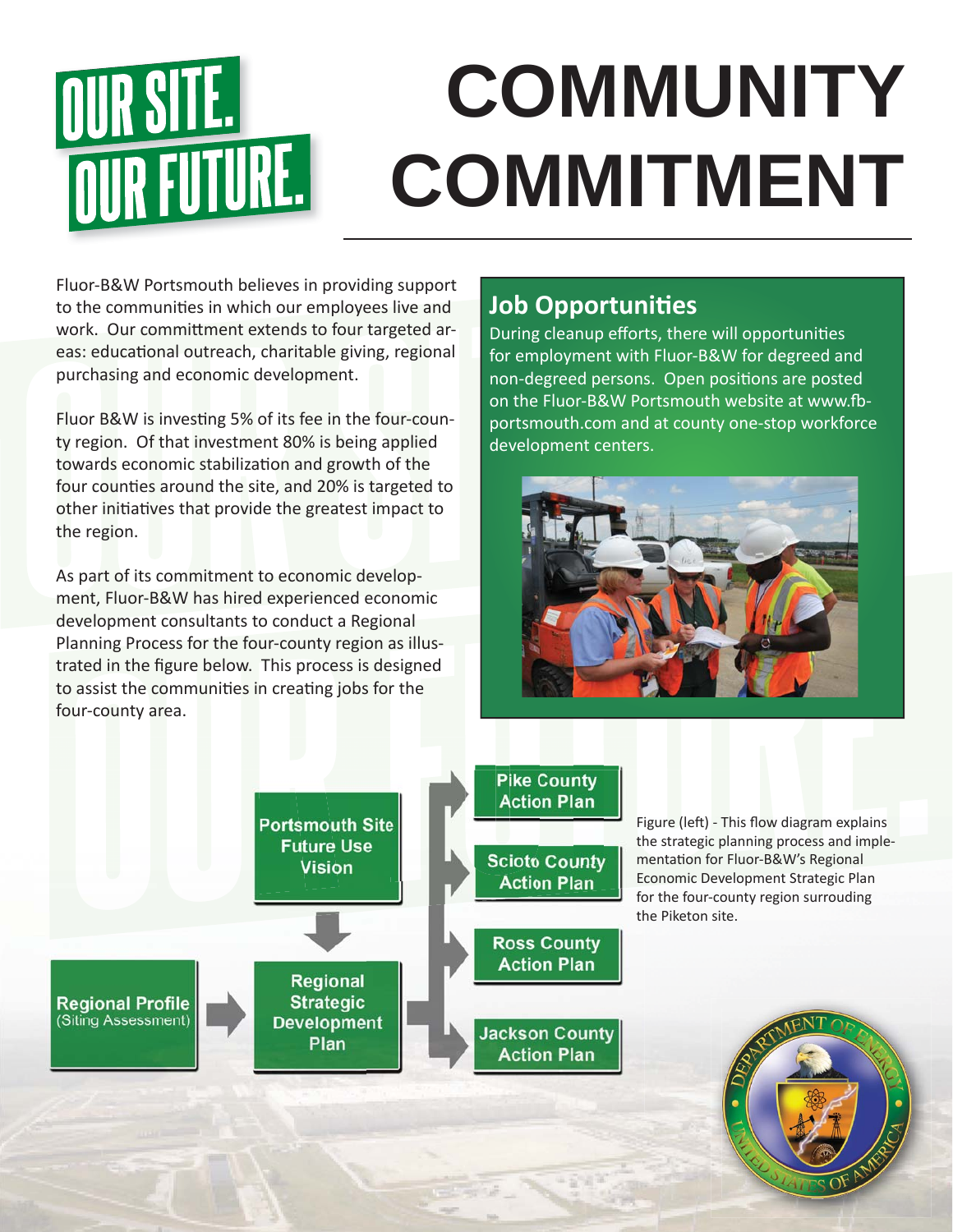# OUR SITE. OUR FUTURE.

# COMMUNITY COMMITMENT

Fluor-B&W Portsmouth believes in providing support to the communities in which our employees live and work. Our committment extends to four targeted areas: educational outreach, charitable giving, regional purchasing and economic development.

Fluor B&W is investing 5% of its fee in the four-county region. Of that investment 80% is being applied towards economic stabilization and growth of the four counties around the site, and 20% is targeted to other initiatives that provide the greatest impact to the region.

As part of its commitment to economic development, Fluor-B&W has hired experienced economic development consultants to conduct a Regional Planning Process for the four-county region as illustrated in the figure below. This process is designed to assist the communities in creating jobs for the four-county area.

## Job Opportunities

During cleanup efforts, there will opportunities for employment with Fluor-B&W for degreed and non-degreed persons. Open positions are posted on the Fluor-B&W Portsmouth website at www.fb-portsmouth.com and at county one-stop workforce development centers.

Portsmouth Site Future Use Vision

Regional Profile (Siting Assessment)

Regional Strategic Development Plan

Pike County Action Plan

Scioto County Action Plan

Ross County Action Plan

Jackson County Action Plan

Figure (left) - This flow diagram explains the strategic planning process and implementation for Fluor-B&W's Regional Economic Development Strategic Plan for the four-county region surrouding the Piketon site.